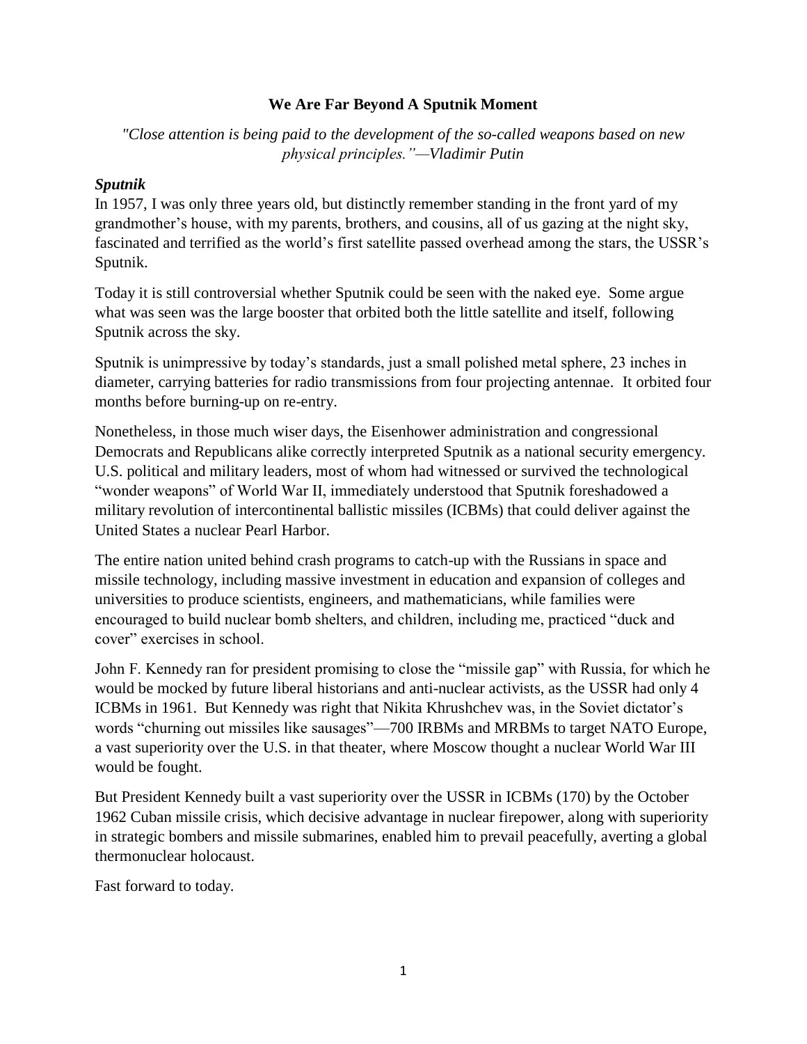# We Are Far Beyond A Sputnik Moment

*"Close attention is being paid to the development of the so-called weapons based on new physical principles."—Vladimir Putin*

## *Sputnik*

In 1957, I was only three years old, but distinctly remember standing in the front yard of my grandmother's house, with my parents, brothers, and cousins, all of us gazing at the night sky, fascinated and terrified as the world's first satellite passed overhead among the stars, the USSR's Sputnik.

Today it is still controversial whether Sputnik could be seen with the naked eye. Some argue what was seen was the large booster that orbited both the little satellite and itself, following Sputnik across the sky.

Sputnik is unimpressive by today's standards, just a small polished metal sphere, 23 inches in diameter, carrying batteries for radio transmissions from four projecting antennae. It orbited four months before burning-up on re-entry.

Nonetheless, in those much wiser days, the Eisenhower administration and congressional Democrats and Republicans alike correctly interpreted Sputnik as a national security emergency. U.S. political and military leaders, most of whom had witnessed or survived the technological "wonder weapons" of World War II, immediately understood that Sputnik foreshadowed a military revolution of intercontinental ballistic missiles (ICBMs) that could deliver against the United States a nuclear Pearl Harbor.

The entire nation united behind crash programs to catch-up with the Russians in space and missile technology, including massive investment in education and expansion of colleges and universities to produce scientists, engineers, and mathematicians, while families were encouraged to build nuclear bomb shelters, and children, including me, practiced "duck and cover" exercises in school.

John F. Kennedy ran for president promising to close the "missile gap" with Russia, for which he would be mocked by future liberal historians and anti-nuclear activists, as the USSR had only 4 ICBMs in 1961. But Kennedy was right that Nikita Khrushchev was, in the Soviet dictator's words "churning out missiles like sausages"—700 IRBMs and MRBMs to target NATO Europe, a vast superiority over the U.S. in that theater, where Moscow thought a nuclear World War III would be fought.

But President Kennedy built a vast superiority over the USSR in ICBMs (170) by the October 1962 Cuban missile crisis, which decisive advantage in nuclear firepower, along with superiority in strategic bombers and missile submarines, enabled him to prevail peacefully, averting a global thermonuclear holocaust.

Fast forward to today.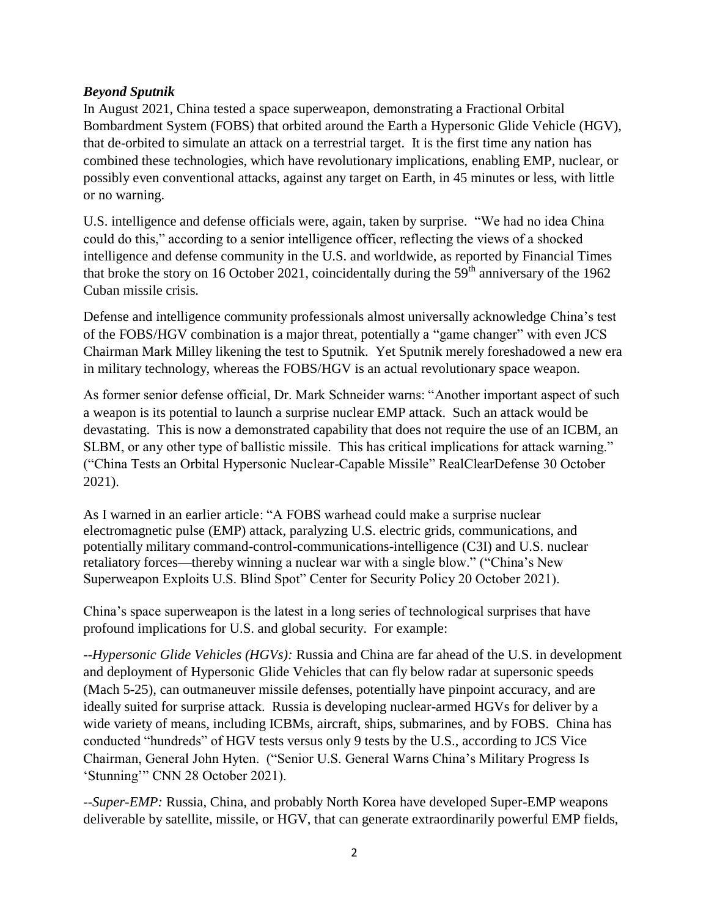## *Beyond Sputnik*

In August 2021, China tested a space superweapon, demonstrating a Fractional Orbital Bombardment System (FOBS) that orbited around the Earth a Hypersonic Glide Vehicle (HGV), that de-orbited to simulate an attack on a terrestrial target. It is the first time any nation has combined these technologies, which have revolutionary implications, enabling EMP, nuclear, or possibly even conventional attacks, against any target on Earth, in 45 minutes or less, with little or no warning.

U.S. intelligence and defense officials were, again, taken by surprise. "We had no idea China could do this," according to a senior intelligence officer, reflecting the views of a shocked intelligence and defense community in the U.S. and worldwide, as reported by Financial Times that broke the story on 16 October 2021, coincidentally during the 59th anniversary of the 1962 Cuban missile crisis.

Defense and intelligence community professionals almost universally acknowledge China's test of the FOBS/HGV combination is a major threat, potentially a "game changer" with even JCS Chairman Mark Milley likening the test to Sputnik. Yet Sputnik merely foreshadowed a new era in military technology, whereas the FOBS/HGV is an actual revolutionary space weapon.

As former senior defense official, Dr. Mark Schneider warns: "Another important aspect of such a weapon is its potential to launch a surprise nuclear EMP attack. Such an attack would be devastating. This is now a demonstrated capability that does not require the use of an ICBM, an SLBM, or any other type of ballistic missile. This has critical implications for attack warning." ("China Tests an Orbital Hypersonic Nuclear-Capable Missile" RealClearDefense 30 October 2021).

As I warned in an earlier article: "A FOBS warhead could make a surprise nuclear electromagnetic pulse (EMP) attack, paralyzing U.S. electric grids, communications, and potentially military command-control-communications-intelligence (C3I) and U.S. nuclear retaliatory forces—thereby winning a nuclear war with a single blow." ("China's New Superweapon Exploits U.S. Blind Spot" Center for Security Policy 20 October 2021).

China's space superweapon is the latest in a long series of technological surprises that have profound implications for U.S. and global security. For example:

--*Hypersonic Glide Vehicles (HGVs):* Russia and China are far ahead of the U.S. in development and deployment of Hypersonic Glide Vehicles that can fly below radar at supersonic speeds (Mach 5-25), can outmaneuver missile defenses, potentially have pinpoint accuracy, and are ideally suited for surprise attack. Russia is developing nuclear-armed HGVs for deliver by a wide variety of means, including ICBMs, aircraft, ships, submarines, and by FOBS. China has conducted "hundreds" of HGV tests versus only 9 tests by the U.S., according to JCS Vice Chairman, General John Hyten. ("Senior U.S. General Warns China's Military Progress Is 'Stunning'" CNN 28 October 2021).

--*Super-EMP:* Russia, China, and probably North Korea have developed Super-EMP weapons deliverable by satellite, missile, or HGV, that can generate extraordinarily powerful EMP fields,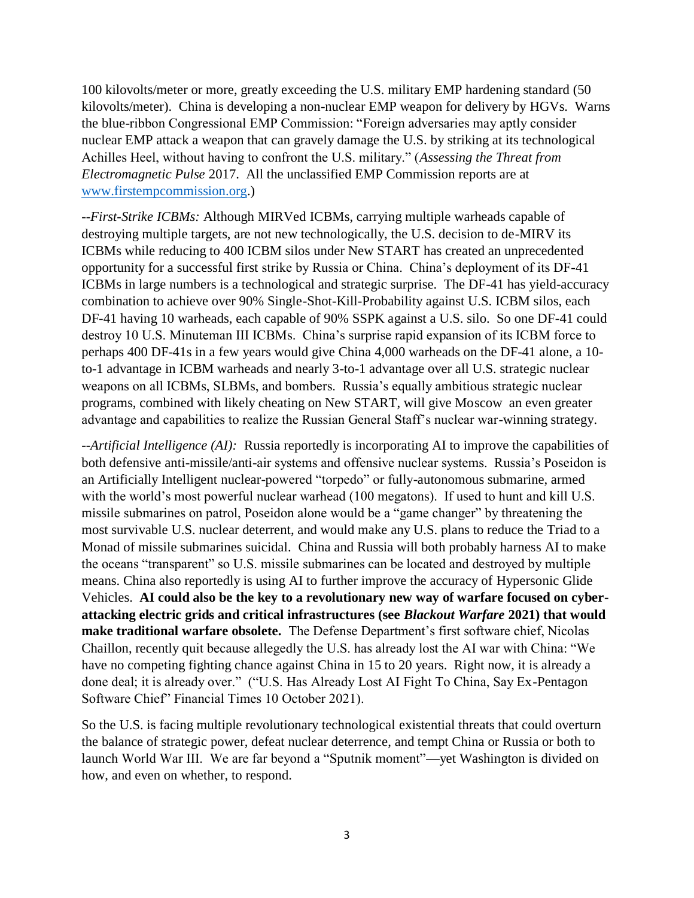100 kilovolts/meter or more, greatly exceeding the U.S. military EMP hardening standard (50 kilovolts/meter). China is developing a non-nuclear EMP weapon for delivery by HGVs. Warns the blue-ribbon Congressional EMP Commission: "Foreign adversaries may aptly consider nuclear EMP attack a weapon that can gravely damage the U.S. by striking at its technological Achilles Heel, without having to confront the U.S. military." (*Assessing the Threat from Electromagnetic Pulse* 2017. All the unclassified EMP Commission reports are at [www.firstempcommission.org](http://www.firstempcommission.org).)

--*First-Strike ICBMs:* Although MIRVed ICBMs, carrying multiple warheads capable of destroying multiple targets, are not new technologically, the U.S. decision to de-MIRV its ICBMs while reducing to 400 ICBM silos under New START has created an unprecedented opportunity for a successful first strike by Russia or China. China's deployment of its DF-41 ICBMs in large numbers is a technological and strategic surprise. The DF-41 has yield-accuracy combination to achieve over 90% Single-Shot-Kill-Probability against U.S. ICBM silos, each DF-41 having 10 warheads, each capable of 90% SSPK against a U.S. silo. So one DF-41 could destroy 10 U.S. Minuteman III ICBMs. China's surprise rapid expansion of its ICBM force to perhaps 400 DF-41s in a few years would give China 4,000 warheads on the DF-41 alone, a 10-to-1 advantage in ICBM warheads and nearly 3-to-1 advantage over all U.S. strategic nuclear weapons on all ICBMs, SLBMs, and bombers. Russia's equally ambitious strategic nuclear programs, combined with likely cheating on New START, will give Moscow an even greater advantage and capabilities to realize the Russian General Staff's nuclear war-winning strategy.

--*Artificial Intelligence (AI):* Russia reportedly is incorporating AI to improve the capabilities of both defensive anti-missile/anti-air systems and offensive nuclear systems. Russia's Poseidon is an Artificially Intelligent nuclear-powered "torpedo" or fully-autonomous submarine, armed with the world's most powerful nuclear warhead (100 megatons). If used to hunt and kill U.S. missile submarines on patrol, Poseidon alone would be a "game changer" by threatening the most survivable U.S. nuclear deterrent, and would make any U.S. plans to reduce the Triad to a Monad of missile submarines suicidal. China and Russia will both probably harness AI to make the oceans "transparent" so U.S. missile submarines can be located and destroyed by multiple means. China also reportedly is using AI to further improve the accuracy of Hypersonic Glide Vehicles. **AI could also be the key to a revolutionary new way of warfare focused on cyber-attacking electric grids and critical infrastructures (see *Blackout Warfare* 2021) that would make traditional warfare obsolete.** The Defense Department's first software chief, Nicolas Chaillon, recently quit because allegedly the U.S. has already lost the AI war with China: "We have no competing fighting chance against China in 15 to 20 years. Right now, it is already a done deal; it is already over." ("U.S. Has Already Lost AI Fight To China, Say Ex-Pentagon Software Chief" Financial Times 10 October 2021).

So the U.S. is facing multiple revolutionary technological existential threats that could overturn the balance of strategic power, defeat nuclear deterrence, and tempt China or Russia or both to launch World War III. We are far beyond a "Sputnik moment"—yet Washington is divided on how, and even on whether, to respond.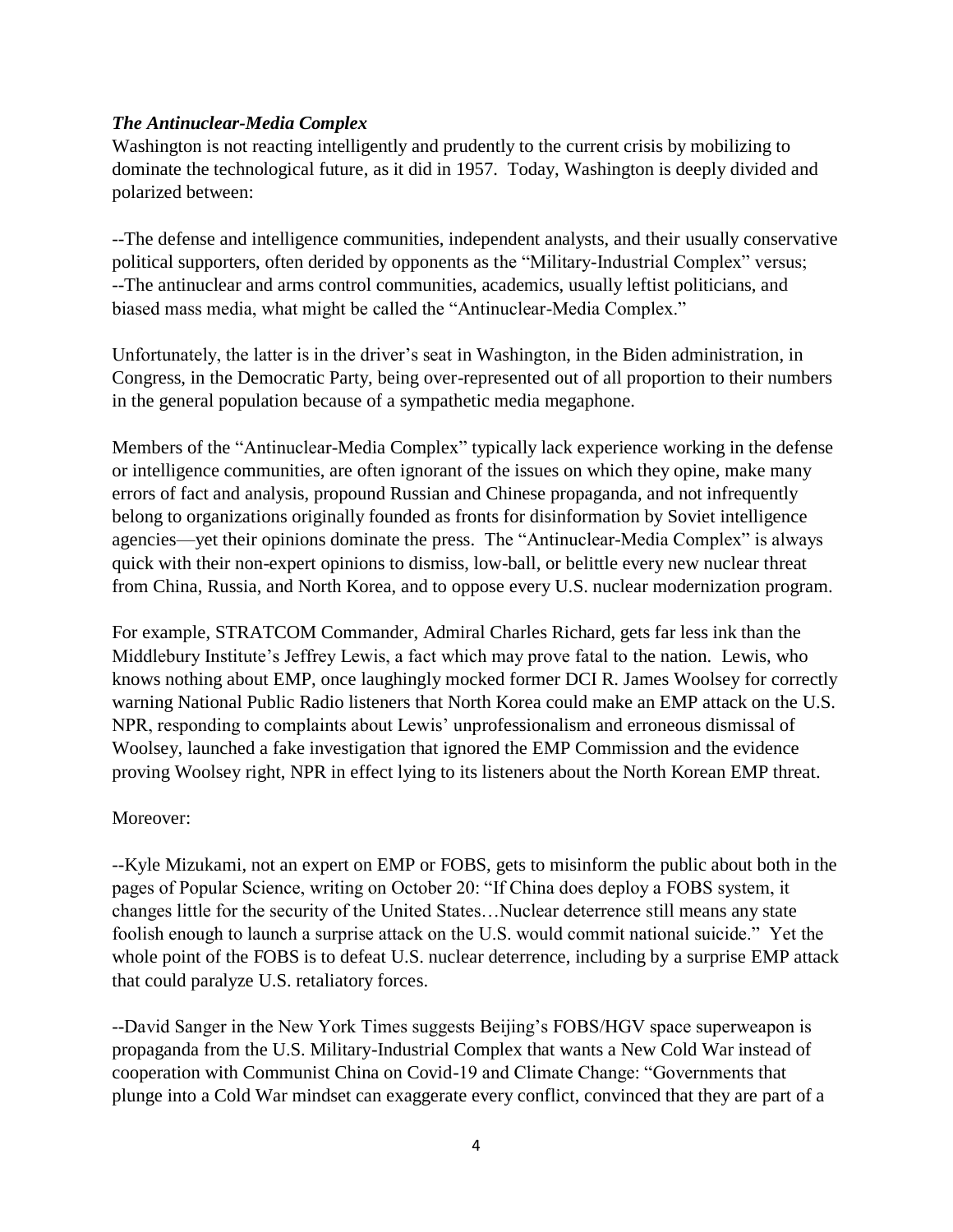### ***The Antinuclear-Media Complex***

Washington is not reacting intelligently and prudently to the current crisis by mobilizing to dominate the technological future, as it did in 1957. Today, Washington is deeply divided and polarized between:

--The defense and intelligence communities, independent analysts, and their usually conservative political supporters, often derided by opponents as the "Military-Industrial Complex" versus;
--The antinuclear and arms control communities, academics, usually leftist politicians, and biased mass media, what might be called the "Antinuclear-Media Complex."

Unfortunately, the latter is in the driver's seat in Washington, in the Biden administration, in Congress, in the Democratic Party, being over-represented out of all proportion to their numbers in the general population because of a sympathetic media megaphone.

Members of the "Antinuclear-Media Complex" typically lack experience working in the defense or intelligence communities, are often ignorant of the issues on which they opine, make many errors of fact and analysis, propound Russian and Chinese propaganda, and not infrequently belong to organizations originally founded as fronts for disinformation by Soviet intelligence agencies—yet their opinions dominate the press. The "Antinuclear-Media Complex" is always quick with their non-expert opinions to dismiss, low-ball, or belittle every new nuclear threat from China, Russia, and North Korea, and to oppose every U.S. nuclear modernization program.

For example, STRATCOM Commander, Admiral Charles Richard, gets far less ink than the Middlebury Institute's Jeffrey Lewis, a fact which may prove fatal to the nation. Lewis, who knows nothing about EMP, once laughingly mocked former DCI R. James Woolsey for correctly warning National Public Radio listeners that North Korea could make an EMP attack on the U.S. NPR, responding to complaints about Lewis' unprofessionalism and erroneous dismissal of Woolsey, launched a fake investigation that ignored the EMP Commission and the evidence proving Woolsey right, NPR in effect lying to its listeners about the North Korean EMP threat.

Moreover:

--Kyle Mizukami, not an expert on EMP or FOBS, gets to misinform the public about both in the pages of Popular Science, writing on October 20: "If China does deploy a FOBS system, it changes little for the security of the United States…Nuclear deterrence still means any state foolish enough to launch a surprise attack on the U.S. would commit national suicide." Yet the whole point of the FOBS is to defeat U.S. nuclear deterrence, including by a surprise EMP attack that could paralyze U.S. retaliatory forces.

--David Sanger in the New York Times suggests Beijing's FOBS/HGV space superweapon is propaganda from the U.S. Military-Industrial Complex that wants a New Cold War instead of cooperation with Communist China on Covid-19 and Climate Change: "Governments that plunge into a Cold War mindset can exaggerate every conflict, convinced that they are part of a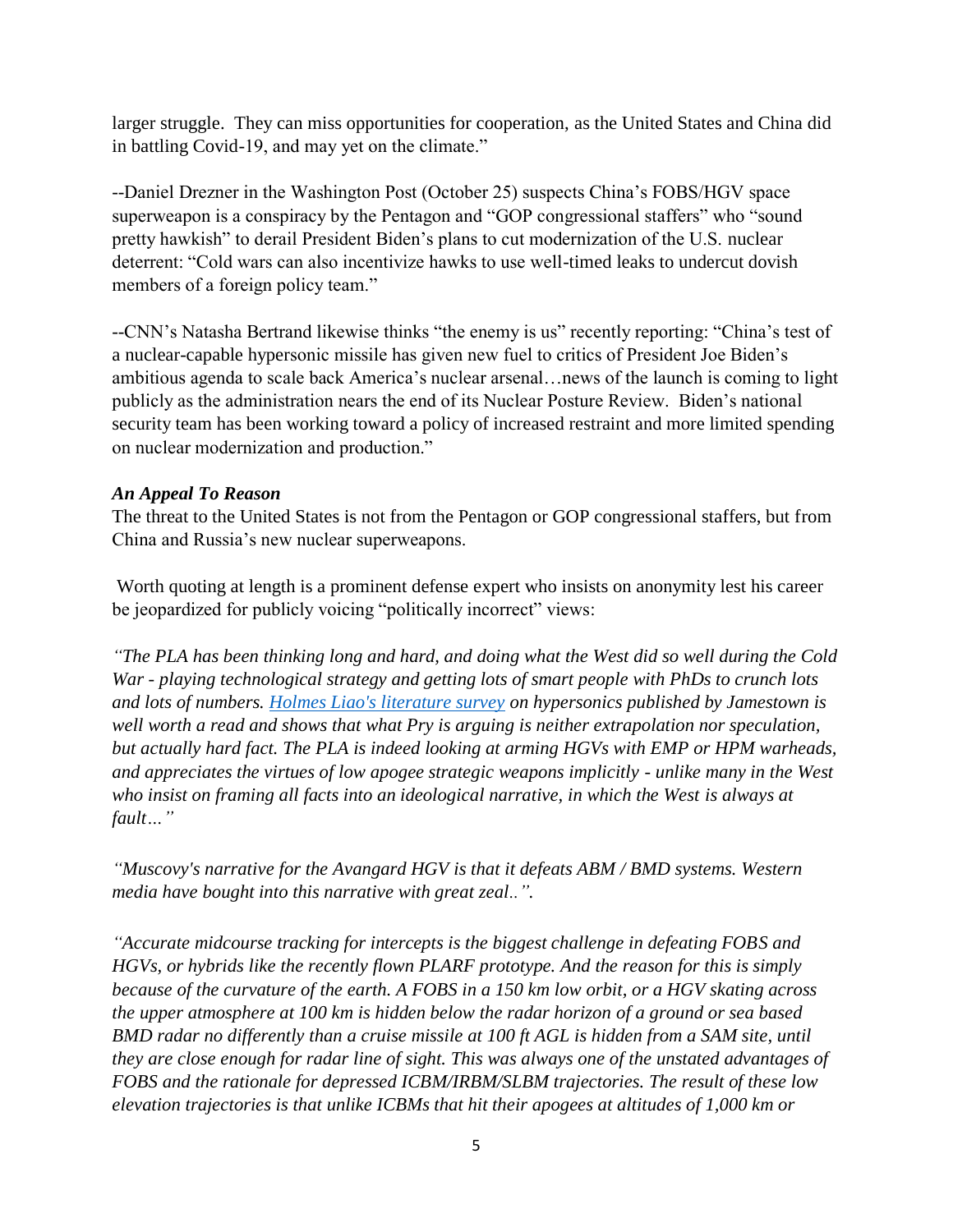larger struggle. They can miss opportunities for cooperation, as the United States and China did in battling Covid-19, and may yet on the climate."

--Daniel Drezner in the Washington Post (October 25) suspects China's FOBS/HGV space superweapon is a conspiracy by the Pentagon and "GOP congressional staffers" who "sound pretty hawkish" to derail President Biden's plans to cut modernization of the U.S. nuclear deterrent: "Cold wars can also incentivize hawks to use well-timed leaks to undercut dovish members of a foreign policy team."

--CNN's Natasha Bertrand likewise thinks "the enemy is us" recently reporting: "China's test of a nuclear-capable hypersonic missile has given new fuel to critics of President Joe Biden's ambitious agenda to scale back America's nuclear arsenal…news of the launch is coming to light publicly as the administration nears the end of its Nuclear Posture Review. Biden's national security team has been working toward a policy of increased restraint and more limited spending on nuclear modernization and production."

### ***An Appeal To Reason***

The threat to the United States is not from the Pentagon or GOP congressional staffers, but from China and Russia's new nuclear superweapons.

Worth quoting at length is a prominent defense expert who insists on anonymity lest his career be jeopardized for publicly voicing "politically incorrect" views:

*"The PLA has been thinking long and hard, and doing what the West did so well during the Cold War - playing technological strategy and getting lots of smart people with PhDs to crunch lots and lots of numbers. Holmes Liao's literature survey on hypersonics published by Jamestown is well worth a read and shows that what Pry is arguing is neither extrapolation nor speculation, but actually hard fact. The PLA is indeed looking at arming HGVs with EMP or HPM warheads, and appreciates the virtues of low apogee strategic weapons implicitly - unlike many in the West who insist on framing all facts into an ideological narrative, in which the West is always at fault…"*

*"Muscovy's narrative for the Avangard HGV is that it defeats ABM / BMD systems. Western media have bought into this narrative with great zeal..".*

*"Accurate midcourse tracking for intercepts is the biggest challenge in defeating FOBS and HGVs, or hybrids like the recently flown PLARF prototype. And the reason for this is simply because of the curvature of the earth. A FOBS in a 150 km low orbit, or a HGV skating across the upper atmosphere at 100 km is hidden below the radar horizon of a ground or sea based BMD radar no differently than a cruise missile at 100 ft AGL is hidden from a SAM site, until they are close enough for radar line of sight. This was always one of the unstated advantages of FOBS and the rationale for depressed ICBM/IRBM/SLBM trajectories. The result of these low elevation trajectories is that unlike ICBMs that hit their apogees at altitudes of 1,000 km or*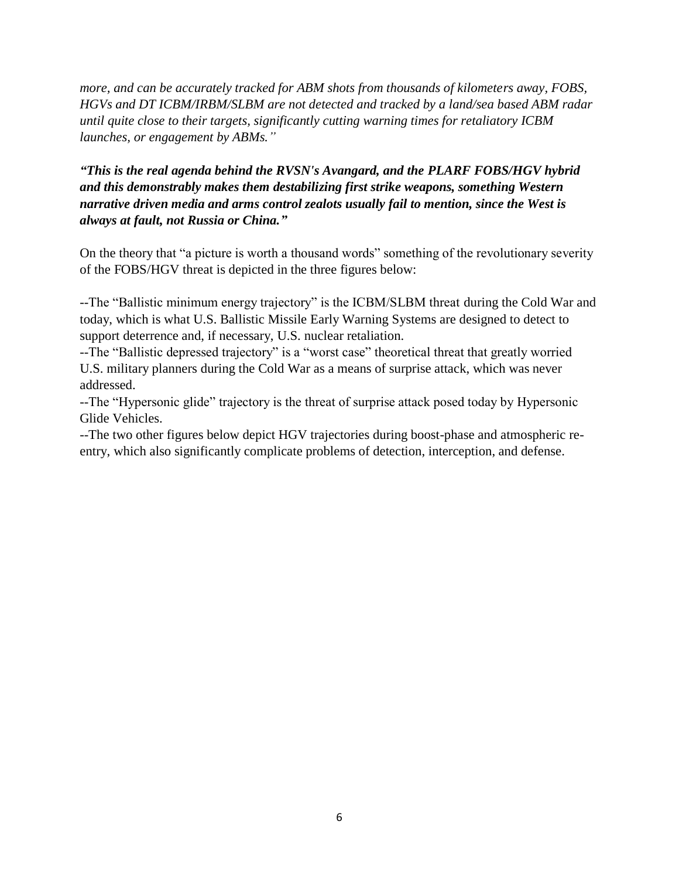*more, and can be accurately tracked for ABM shots from thousands of kilometers away, FOBS, HGVs and DT ICBM/IRBM/SLBM are not detected and tracked by a land/sea based ABM radar until quite close to their targets, significantly cutting warning times for retaliatory ICBM launches, or engagement by ABMs."*

***"This is the real agenda behind the RVSN's Avangard, and the PLARF FOBS/HGV hybrid and this demonstrably makes them destabilizing first strike weapons, something Western narrative driven media and arms control zealots usually fail to mention, since the West is always at fault, not Russia or China."***

On the theory that "a picture is worth a thousand words" something of the revolutionary severity of the FOBS/HGV threat is depicted in the three figures below:

--The "Ballistic minimum energy trajectory" is the ICBM/SLBM threat during the Cold War and today, which is what U.S. Ballistic Missile Early Warning Systems are designed to detect to support deterrence and, if necessary, U.S. nuclear retaliation.

--The "Ballistic depressed trajectory" is a "worst case" theoretical threat that greatly worried U.S. military planners during the Cold War as a means of surprise attack, which was never addressed.

--The "Hypersonic glide" trajectory is the threat of surprise attack posed today by Hypersonic Glide Vehicles.

--The two other figures below depict HGV trajectories during boost-phase and atmospheric re-entry, which also significantly complicate problems of detection, interception, and defense.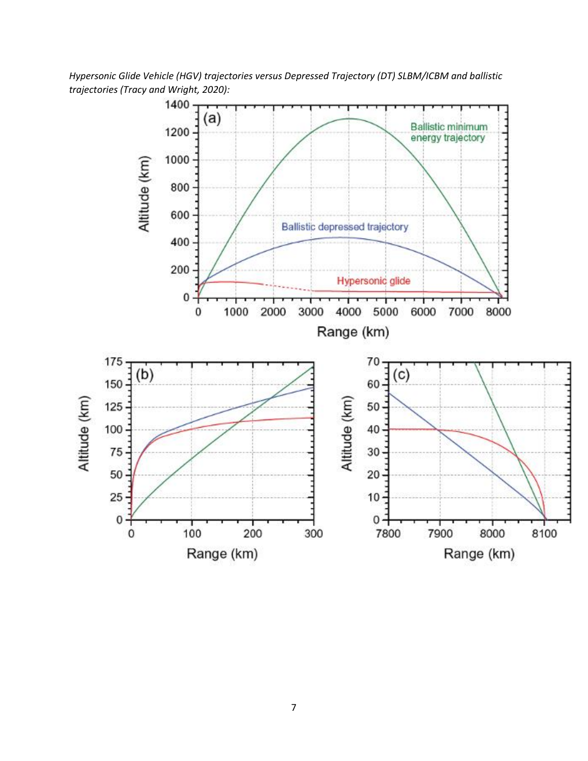*Hypersonic Glide Vehicle (HGV) trajectories versus Depressed Trajectory (DT) SLBM/ICBM and ballistic trajectories (Tracy and Wright, 2020):*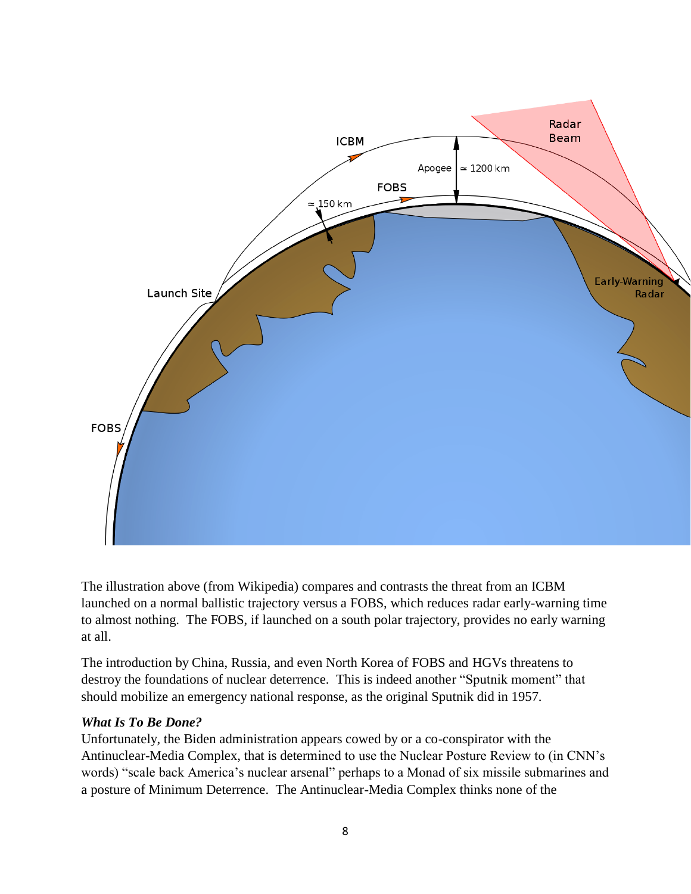The illustration above (from Wikipedia) compares and contrasts the threat from an ICBM launched on a normal ballistic trajectory versus a FOBS, which reduces radar early-warning time to almost nothing. The FOBS, if launched on a south polar trajectory, provides no early warning at all.

The introduction by China, Russia, and even North Korea of FOBS and HGVs threatens to destroy the foundations of nuclear deterrence. This is indeed another "Sputnik moment" that should mobilize an emergency national response, as the original Sputnik did in 1957.

***What Is To Be Done?***

Unfortunately, the Biden administration appears cowed by or a co-conspirator with the Antinuclear-Media Complex, that is determined to use the Nuclear Posture Review to (in CNN's words) "scale back America's nuclear arsenal" perhaps to a Monad of six missile submarines and a posture of Minimum Deterrence. The Antinuclear-Media Complex thinks none of the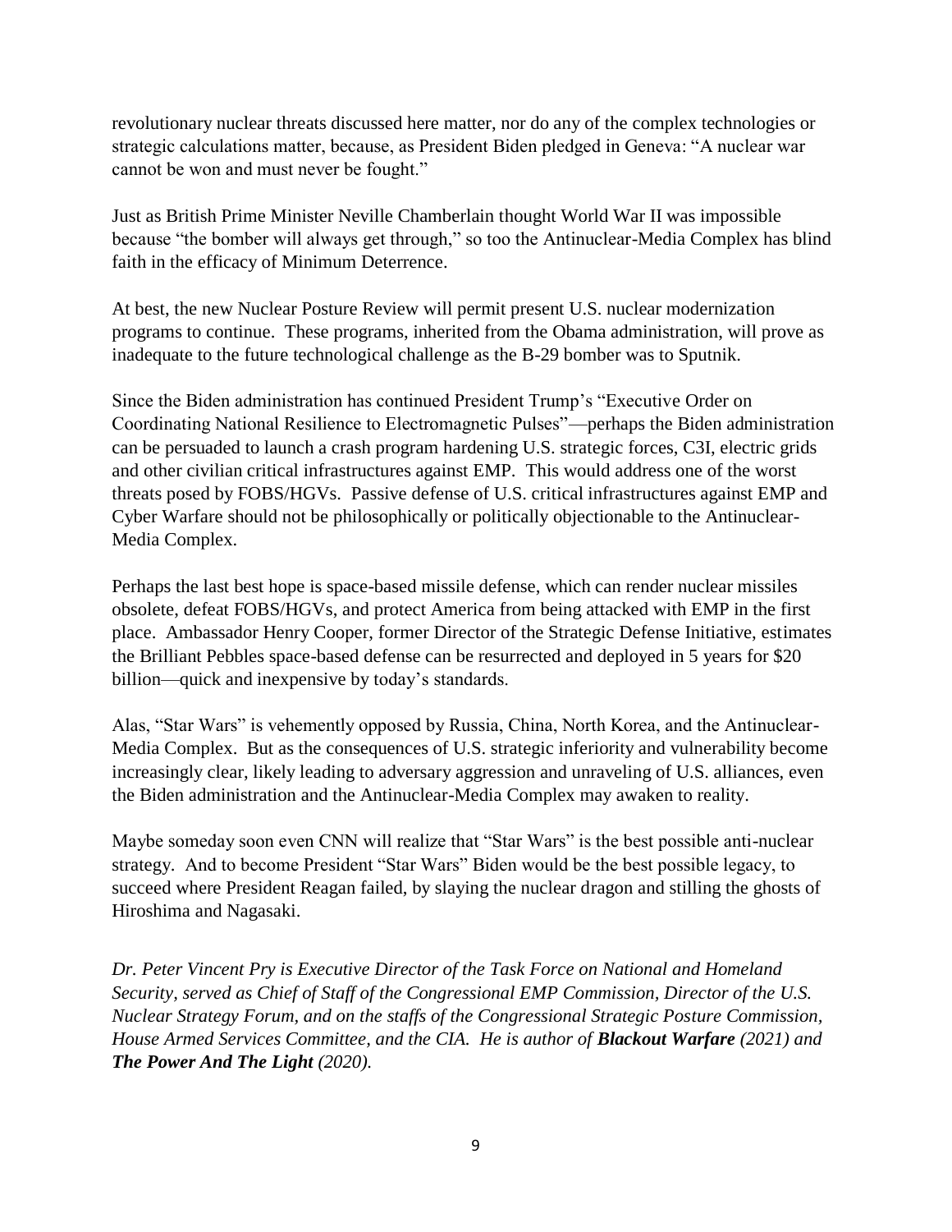revolutionary nuclear threats discussed here matter, nor do any of the complex technologies or strategic calculations matter, because, as President Biden pledged in Geneva: "A nuclear war cannot be won and must never be fought."

Just as British Prime Minister Neville Chamberlain thought World War II was impossible because "the bomber will always get through," so too the Antinuclear-Media Complex has blind faith in the efficacy of Minimum Deterrence.

At best, the new Nuclear Posture Review will permit present U.S. nuclear modernization programs to continue. These programs, inherited from the Obama administration, will prove as inadequate to the future technological challenge as the B-29 bomber was to Sputnik.

Since the Biden administration has continued President Trump's "Executive Order on Coordinating National Resilience to Electromagnetic Pulses"—perhaps the Biden administration can be persuaded to launch a crash program hardening U.S. strategic forces, C3I, electric grids and other civilian critical infrastructures against EMP. This would address one of the worst threats posed by FOBS/HGVs. Passive defense of U.S. critical infrastructures against EMP and Cyber Warfare should not be philosophically or politically objectionable to the Antinuclear-Media Complex.

Perhaps the last best hope is space-based missile defense, which can render nuclear missiles obsolete, defeat FOBS/HGVs, and protect America from being attacked with EMP in the first place. Ambassador Henry Cooper, former Director of the Strategic Defense Initiative, estimates the Brilliant Pebbles space-based defense can be resurrected and deployed in 5 years for $20 billion—quick and inexpensive by today's standards.

Alas, "Star Wars" is vehemently opposed by Russia, China, North Korea, and the Antinuclear-Media Complex. But as the consequences of U.S. strategic inferiority and vulnerability become increasingly clear, likely leading to adversary aggression and unraveling of U.S. alliances, even the Biden administration and the Antinuclear-Media Complex may awaken to reality.

Maybe someday soon even CNN will realize that "Star Wars" is the best possible anti-nuclear strategy. And to become President "Star Wars" Biden would be the best possible legacy, to succeed where President Reagan failed, by slaying the nuclear dragon and stilling the ghosts of Hiroshima and Nagasaki.

*Dr. Peter Vincent Pry is Executive Director of the Task Force on National and Homeland Security, served as Chief of Staff of the Congressional EMP Commission, Director of the U.S. Nuclear Strategy Forum, and on the staffs of the Congressional Strategic Posture Commission, House Armed Services Committee, and the CIA. He is author of **Blackout Warfare** (2021) and **The Power And The Light** (2020).*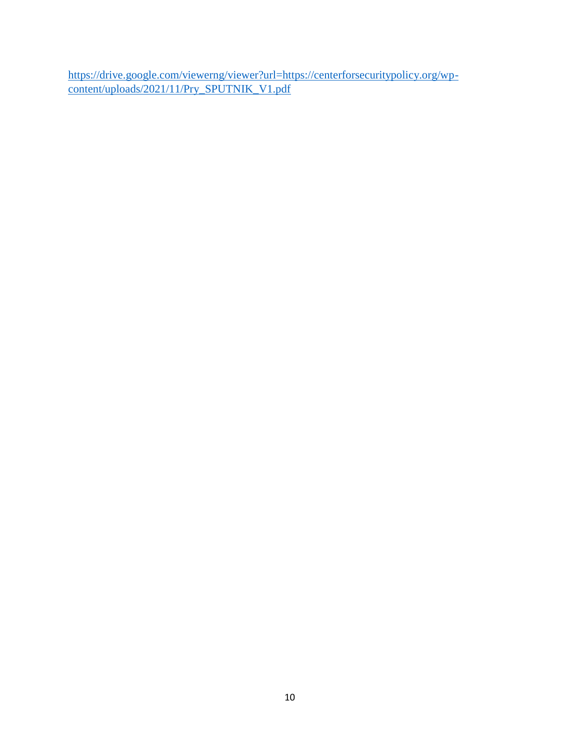https://drive.google.com/viewerng/viewer?url=https://centerforsecuritypolicy.org/wp-content/uploads/2021/11/Pry_SPUTNIK_V1.pdf